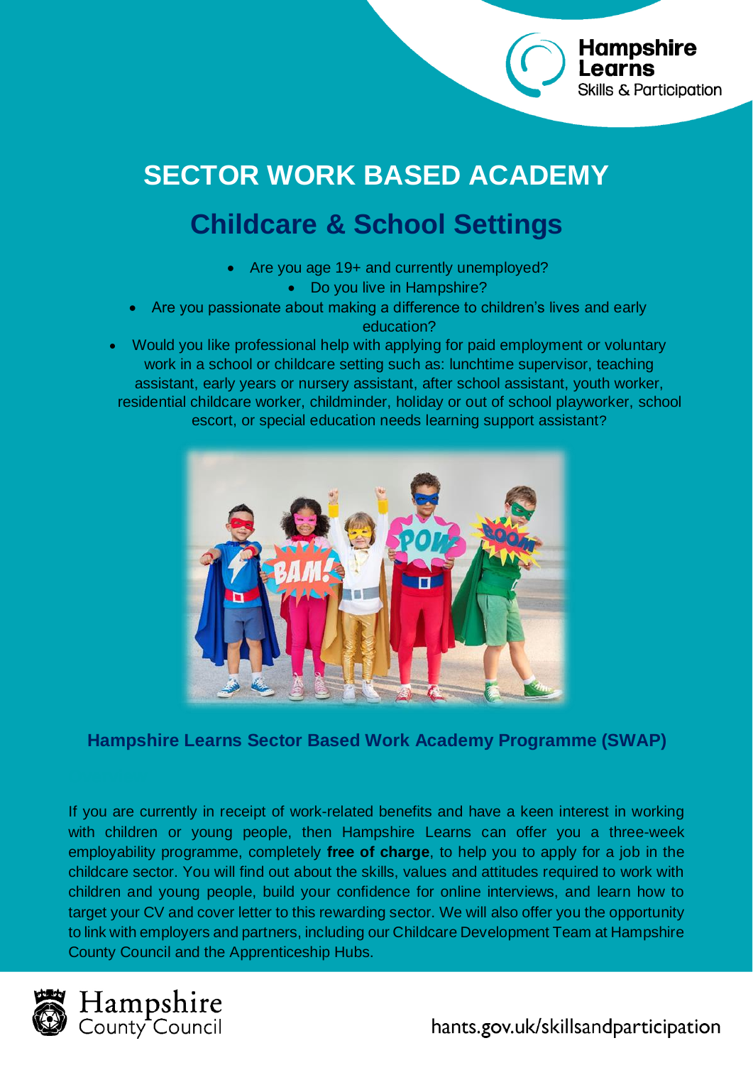# SECTOR WORK BASED ACADEMY

## Childcare & School Settings

- Are you age 19+ and currently unemployed?
- Do you live in Hampshire?
- Are you passionate about making a difference to children's lives and early education?
- Would you like professional help with applying for paid employment or voluntary work in a school or childcare setting such as: lunchtime supervisor, teaching assistant, early years or nursery assistant, after school assistant, youth worker, residential childcare worker, childminder, holiday or out of school playworker, school escort, or special education needs learning support assistant?

### Hampshire Learns Sector Based Work Academy Programme (SWAP)

If you are currently in receipt of work-related benefits and have a keen interest in working with children or young people, then Hampshire Learns can offer you a three-week employability programme, completely **free of charge**, to help you to apply for a job in the childcare sector. You will find out about the skills, values and attitudes required to work with children and young people, build your confidence for online interviews, and learn how to target your CV and cover letter to this rewarding sector. We will also offer you the opportunity to link with employers and partners, including our Childcare Development Team at Hampshire County Council and the Apprenticeship Hubs.

hants.gov.uk/skillsandparticipation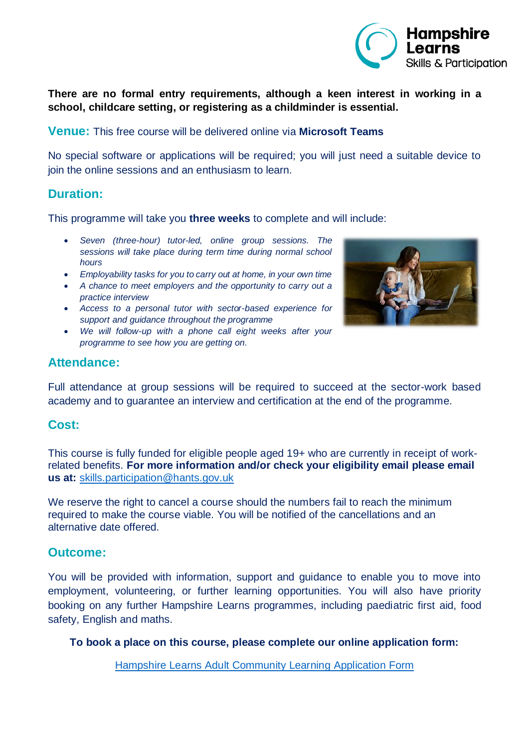**There are no formal entry requirements, although a keen interest in working in a school, childcare setting, or registering as a childminder is essential.**

## Venue: 
This free course will be delivered online via **Microsoft Teams**

No special software or applications will be required; you will just need a suitable device to join the online sessions and an enthusiasm to learn.

## Duration:

This programme will take you **three weeks** to complete and will include:

- *Seven (three-hour) tutor-led, online group sessions. The sessions will take place during term time during normal school hours*
- *Employability tasks for you to carry out at home, in your own time*
- *A chance to meet employers and the opportunity to carry out a practice interview*
- *Access to a personal tutor with sector-based experience for support and guidance throughout the programme*
- *We will follow-up with a phone call eight weeks after your programme to see how you are getting on.*

## Attendance:

Full attendance at group sessions will be required to succeed at the sector-work based academy and to guarantee an interview and certification at the end of the programme.

## Cost:

This course is fully funded for eligible people aged 19+ who are currently in receipt of work-related benefits. **For more information and/or check your eligibility email please email us at:** skills.participation@hants.gov.uk

We reserve the right to cancel a course should the numbers fail to reach the minimum required to make the course viable. You will be notified of the cancellations and an alternative date offered.

## Outcome:

You will be provided with information, support and guidance to enable you to move into employment, volunteering, or further learning opportunities. You will also have priority booking on any further Hampshire Learns programmes, including paediatric first aid, food safety, English and maths.

**To book a place on this course, please complete our online application form:**

Hampshire Learns Adult Community Learning Application Form